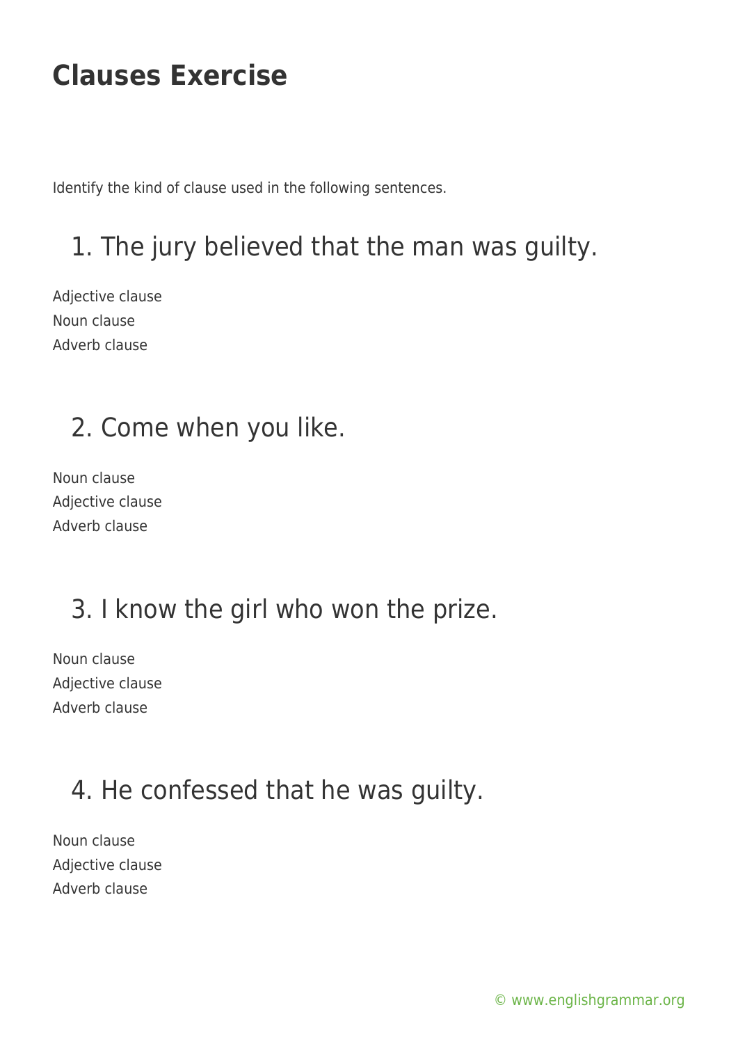# Clauses Exercise

Identify the kind of clause used in the following sentences.

## 1. The jury believed that the man was guilty.

Adjective clause
Noun clause
Adverb clause

## 2. Come when you like.

Noun clause
Adjective clause
Adverb clause

## 3. I know the girl who won the prize.

Noun clause
Adjective clause
Adverb clause

## 4. He confessed that he was guilty.

Noun clause
Adjective clause
Adverb clause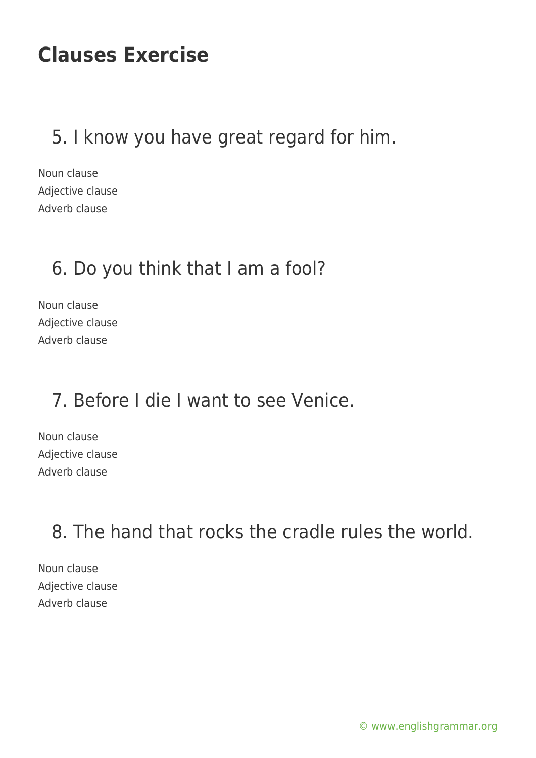# Clauses Exercise

5. I know you have great regard for him.

Noun clause
Adjective clause
Adverb clause

6. Do you think that I am a fool?

Noun clause
Adjective clause
Adverb clause

7. Before I die I want to see Venice.

Noun clause
Adjective clause
Adverb clause

8. The hand that rocks the cradle rules the world.

Noun clause
Adjective clause
Adverb clause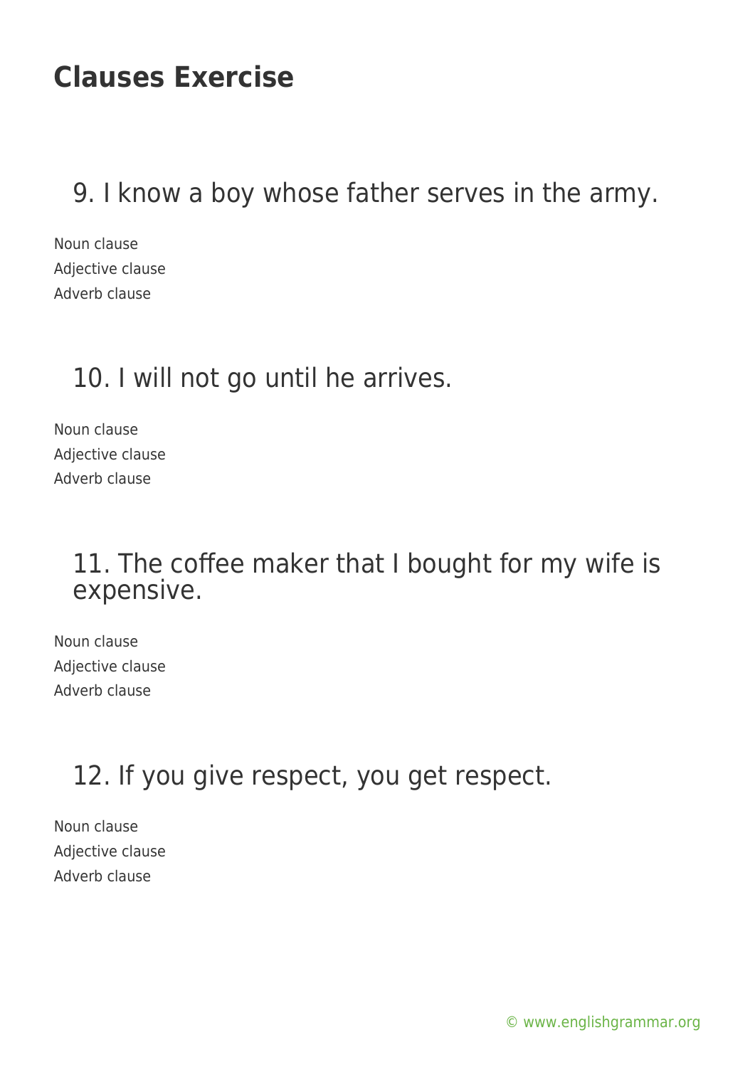# Clauses Exercise

## 9. I know a boy whose father serves in the army.

Noun clause
Adjective clause
Adverb clause

## 10. I will not go until he arrives.

Noun clause
Adjective clause
Adverb clause

## 11. The coffee maker that I bought for my wife is expensive.

Noun clause
Adjective clause
Adverb clause

## 12. If you give respect, you get respect.

Noun clause
Adjective clause
Adverb clause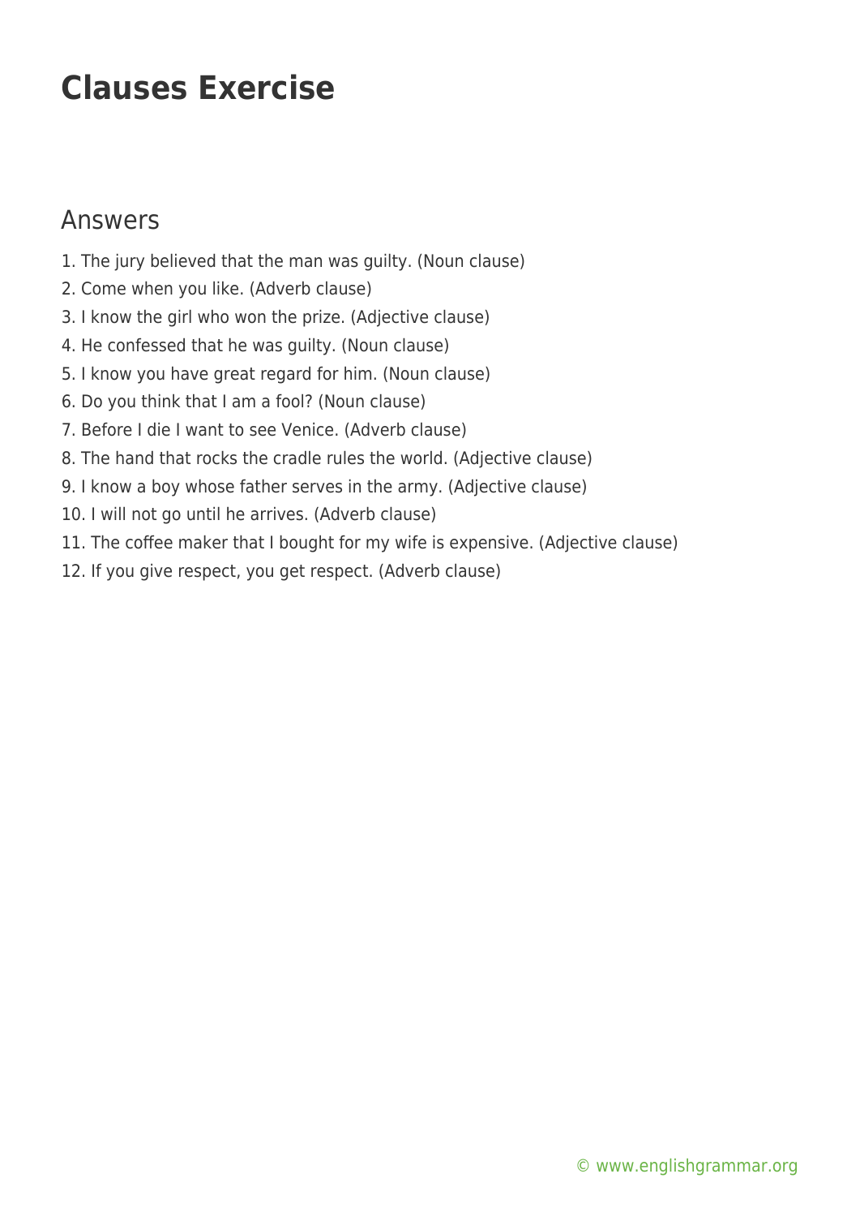# Clauses Exercise

## Answers

1. The jury believed that the man was guilty. (Noun clause)
2. Come when you like. (Adverb clause)
3. I know the girl who won the prize. (Adjective clause)
4. He confessed that he was guilty. (Noun clause)
5. I know you have great regard for him. (Noun clause)
6. Do you think that I am a fool? (Noun clause)
7. Before I die I want to see Venice. (Adverb clause)
8. The hand that rocks the cradle rules the world. (Adjective clause)
9. I know a boy whose father serves in the army. (Adjective clause)
10. I will not go until he arrives. (Adverb clause)
11. The coffee maker that I bought for my wife is expensive. (Adjective clause)
12. If you give respect, you get respect. (Adverb clause)